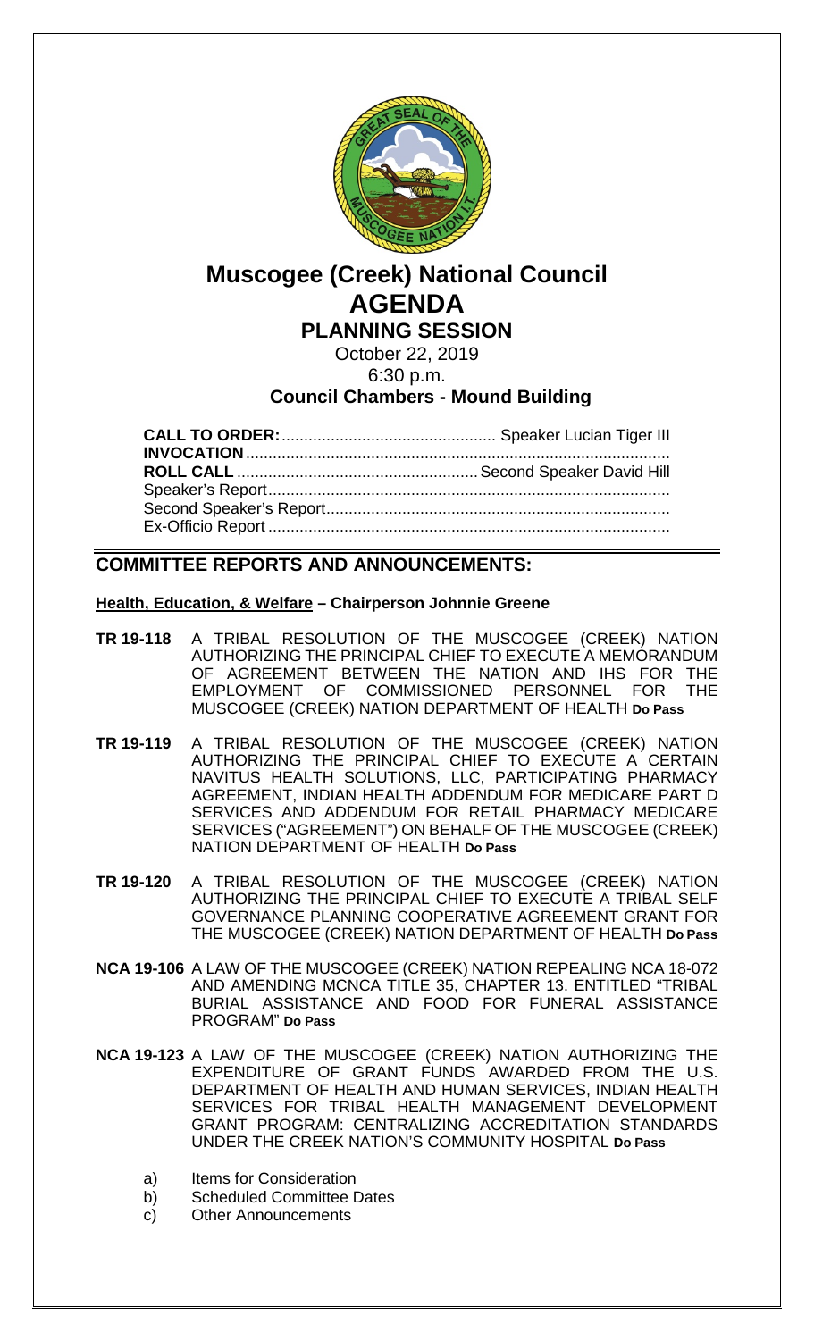# Muscogee (Creek) National Council

# AGENDA

## PLANNING SESSION

October 22, 2019

6:30 p.m.

**Council Chambers - Mound Building**

**CALL TO ORDER:** ............................................ Speaker Lucian Tiger III
**INVOCATION** ..........................................................................................
**ROLL CALL** ...................................................... Second Speaker David Hill
Speaker's Report .........................................................................................
Second Speaker's Report .............................................................................
Ex-Officio Report .........................................................................................

## COMMITTEE REPORTS AND ANNOUNCEMENTS:

**Health, Education, & Welfare – Chairperson Johnnie Greene**

**TR 19-118** A TRIBAL RESOLUTION OF THE MUSCOGEE (CREEK) NATION AUTHORIZING THE PRINCIPAL CHIEF TO EXECUTE A MEMORANDUM OF AGREEMENT BETWEEN THE NATION AND IHS FOR THE EMPLOYMENT OF COMMISSIONED PERSONNEL FOR THE MUSCOGEE (CREEK) NATION DEPARTMENT OF HEALTH **Do Pass**

**TR 19-119** A TRIBAL RESOLUTION OF THE MUSCOGEE (CREEK) NATION AUTHORIZING THE PRINCIPAL CHIEF TO EXECUTE A CERTAIN NAVITUS HEALTH SOLUTIONS, LLC, PARTICIPATING PHARMACY AGREEMENT, INDIAN HEALTH ADDENDUM FOR MEDICARE PART D SERVICES AND ADDENDUM FOR RETAIL PHARMACY MEDICARE SERVICES ("AGREEMENT") ON BEHALF OF THE MUSCOGEE (CREEK) NATION DEPARTMENT OF HEALTH **Do Pass**

**TR 19-120** A TRIBAL RESOLUTION OF THE MUSCOGEE (CREEK) NATION AUTHORIZING THE PRINCIPAL CHIEF TO EXECUTE A TRIBAL SELF GOVERNANCE PLANNING COOPERATIVE AGREEMENT GRANT FOR THE MUSCOGEE (CREEK) NATION DEPARTMENT OF HEALTH **Do Pass**

**NCA 19-106** A LAW OF THE MUSCOGEE (CREEK) NATION REPEALING NCA 18-072 AND AMENDING MCNCA TITLE 35, CHAPTER 13. ENTITLED "TRIBAL BURIAL ASSISTANCE AND FOOD FOR FUNERAL ASSISTANCE PROGRAM" **Do Pass**

**NCA 19-123** A LAW OF THE MUSCOGEE (CREEK) NATION AUTHORIZING THE EXPENDITURE OF GRANT FUNDS AWARDED FROM THE U.S. DEPARTMENT OF HEALTH AND HUMAN SERVICES, INDIAN HEALTH SERVICES FOR TRIBAL HEALTH MANAGEMENT DEVELOPMENT GRANT PROGRAM: CENTRALIZING ACCREDITATION STANDARDS UNDER THE CREEK NATION'S COMMUNITY HOSPITAL **Do Pass**

a) Items for Consideration
b) Scheduled Committee Dates
c) Other Announcements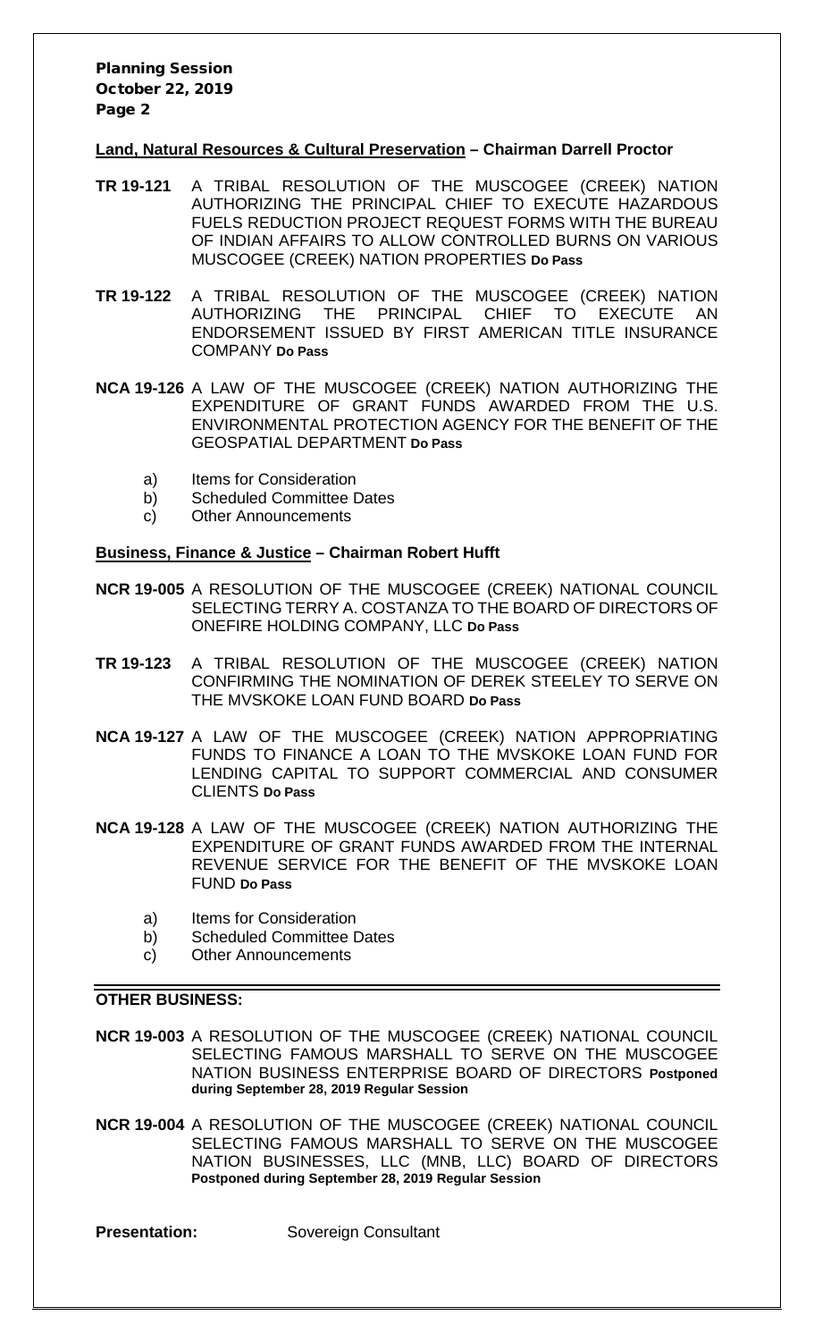**Land, Natural Resources & Cultural Preservation – Chairman Darrell Proctor**

**TR 19-121** A TRIBAL RESOLUTION OF THE MUSCOGEE (CREEK) NATION AUTHORIZING THE PRINCIPAL CHIEF TO EXECUTE HAZARDOUS FUELS REDUCTION PROJECT REQUEST FORMS WITH THE BUREAU OF INDIAN AFFAIRS TO ALLOW CONTROLLED BURNS ON VARIOUS MUSCOGEE (CREEK) NATION PROPERTIES **Do Pass**

**TR 19-122** A TRIBAL RESOLUTION OF THE MUSCOGEE (CREEK) NATION AUTHORIZING THE PRINCIPAL CHIEF TO EXECUTE AN ENDORSEMENT ISSUED BY FIRST AMERICAN TITLE INSURANCE COMPANY **Do Pass**

**NCA 19-126** A LAW OF THE MUSCOGEE (CREEK) NATION AUTHORIZING THE EXPENDITURE OF GRANT FUNDS AWARDED FROM THE U.S. ENVIRONMENTAL PROTECTION AGENCY FOR THE BENEFIT OF THE GEOSPATIAL DEPARTMENT **Do Pass**

a) Items for Consideration
b) Scheduled Committee Dates
c) Other Announcements

**Business, Finance & Justice – Chairman Robert Hufft**

**NCR 19-005** A RESOLUTION OF THE MUSCOGEE (CREEK) NATIONAL COUNCIL SELECTING TERRY A. COSTANZA TO THE BOARD OF DIRECTORS OF ONEFIRE HOLDING COMPANY, LLC **Do Pass**

**TR 19-123** A TRIBAL RESOLUTION OF THE MUSCOGEE (CREEK) NATION CONFIRMING THE NOMINATION OF DEREK STEELEY TO SERVE ON THE MVSKOKE LOAN FUND BOARD **Do Pass**

**NCA 19-127** A LAW OF THE MUSCOGEE (CREEK) NATION APPROPRIATING FUNDS TO FINANCE A LOAN TO THE MVSKOKE LOAN FUND FOR LENDING CAPITAL TO SUPPORT COMMERCIAL AND CONSUMER CLIENTS **Do Pass**

**NCA 19-128** A LAW OF THE MUSCOGEE (CREEK) NATION AUTHORIZING THE EXPENDITURE OF GRANT FUNDS AWARDED FROM THE INTERNAL REVENUE SERVICE FOR THE BENEFIT OF THE MVSKOKE LOAN FUND **Do Pass**

a) Items for Consideration
b) Scheduled Committee Dates
c) Other Announcements

**OTHER BUSINESS:**

**NCR 19-003** A RESOLUTION OF THE MUSCOGEE (CREEK) NATIONAL COUNCIL SELECTING FAMOUS MARSHALL TO SERVE ON THE MUSCOGEE NATION BUSINESS ENTERPRISE BOARD OF DIRECTORS **Postponed during September 28, 2019 Regular Session**

**NCR 19-004** A RESOLUTION OF THE MUSCOGEE (CREEK) NATIONAL COUNCIL SELECTING FAMOUS MARSHALL TO SERVE ON THE MUSCOGEE NATION BUSINESSES, LLC (MNB, LLC) BOARD OF DIRECTORS **Postponed during September 28, 2019 Regular Session**

**Presentation:** Sovereign Consultant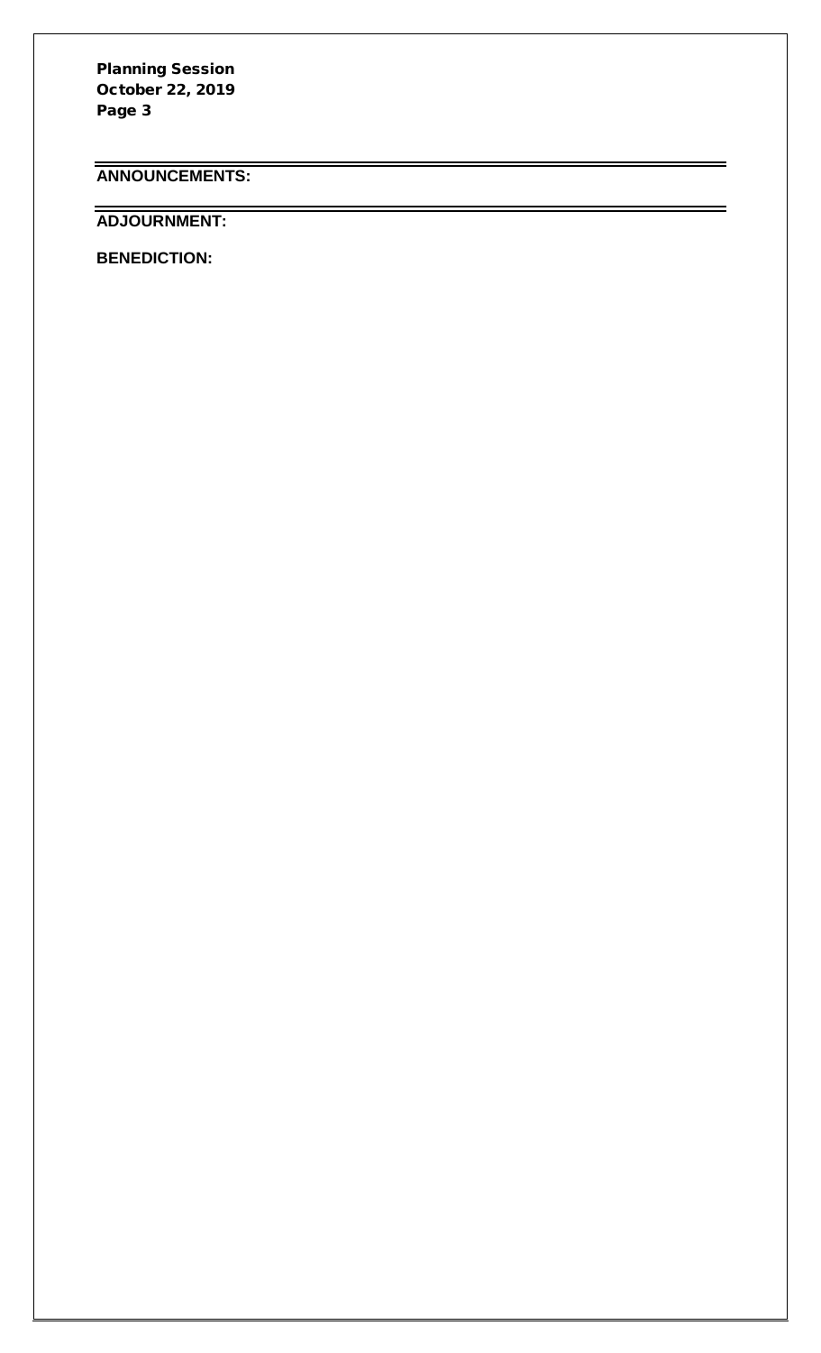**ANNOUNCEMENTS:**

**ADJOURNMENT:**

**BENEDICTION:**